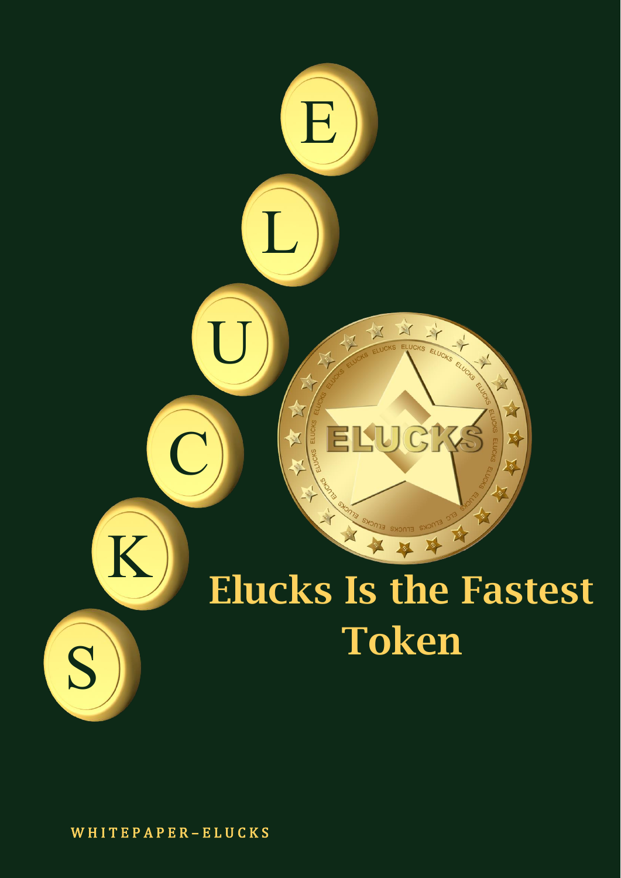# Elucks Is the Fastest Token

WHITEPAPER–ELUCKS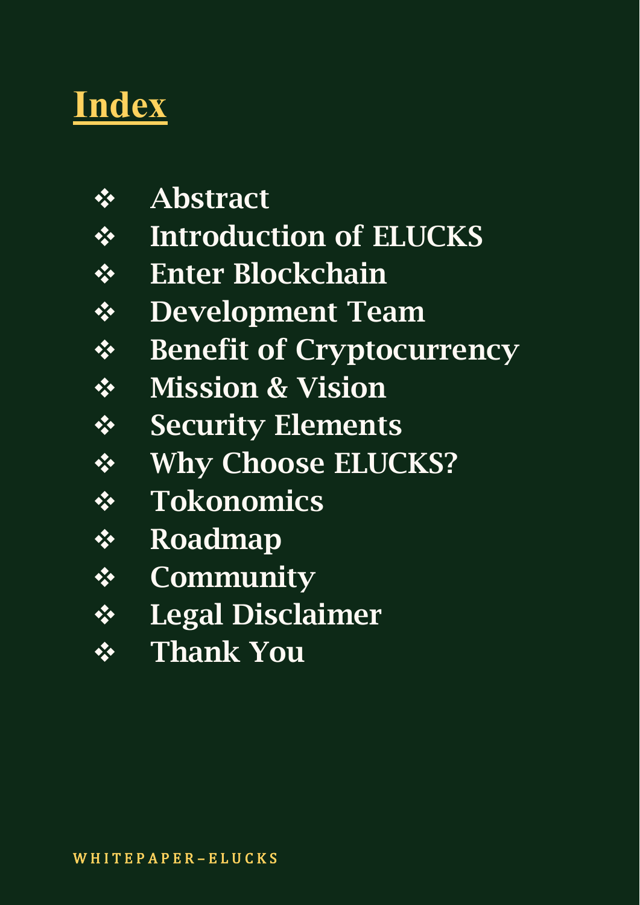# Index

- Abstract
- Introduction of ELUCKS
- Enter Blockchain
- Development Team
- Benefit of Cryptocurrency
- Mission & Vision
- Security Elements
- Why Choose ELUCKS?
- Tokonomics
- Roadmap
- Community
- Legal Disclaimer
- Thank You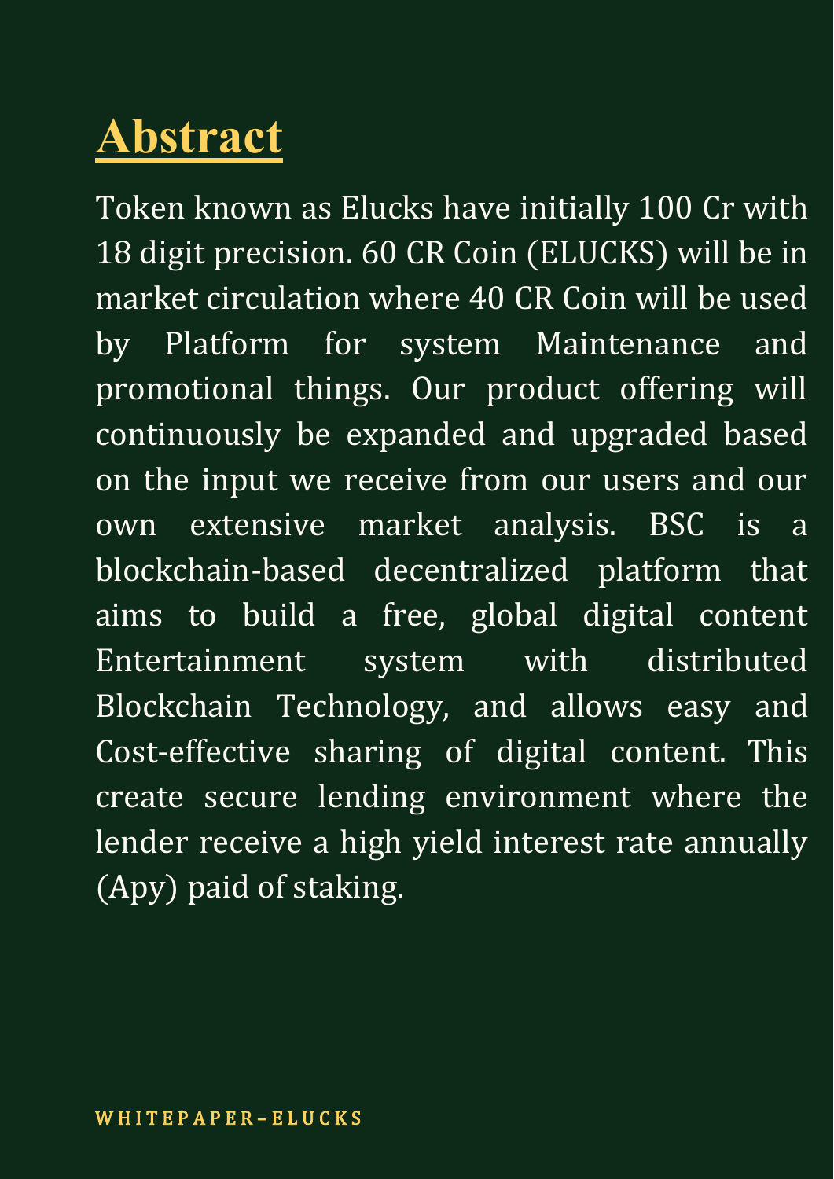# Abstract

Token known as Elucks have initially 100 Cr with 18 digit precision. 60 CR Coin (ELUCKS) will be in market circulation where 40 CR Coin will be used by Platform for system Maintenance and promotional things. Our product offering will continuously be expanded and upgraded based on the input we receive from our users and our own extensive market analysis. BSC is a blockchain-based decentralized platform that aims to build a free, global digital content Entertainment system with distributed Blockchain Technology, and allows easy and Cost-effective sharing of digital content. This create secure lending environment where the lender receive a high yield interest rate annually (Apy) paid of staking.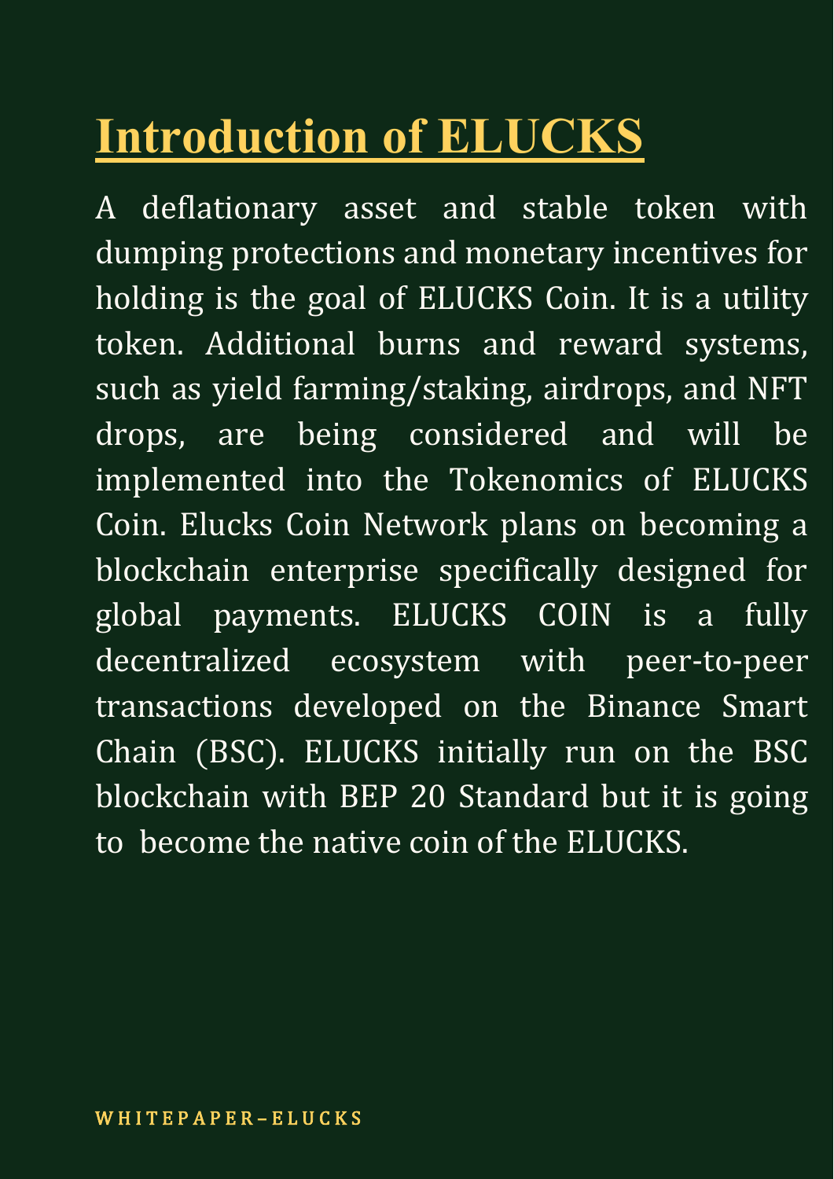# Introduction of ELUCKS

A deflationary asset and stable token with dumping protections and monetary incentives for holding is the goal of ELUCKS Coin. It is a utility token. Additional burns and reward systems, such as yield farming/staking, airdrops, and NFT drops, are being considered and will be implemented into the Tokenomics of ELUCKS Coin. Elucks Coin Network plans on becoming a blockchain enterprise specifically designed for global payments. ELUCKS COIN is a fully decentralized ecosystem with peer-to-peer transactions developed on the Binance Smart Chain (BSC). ELUCKS initially run on the BSC blockchain with BEP 20 Standard but it is going to become the native coin of the ELUCKS.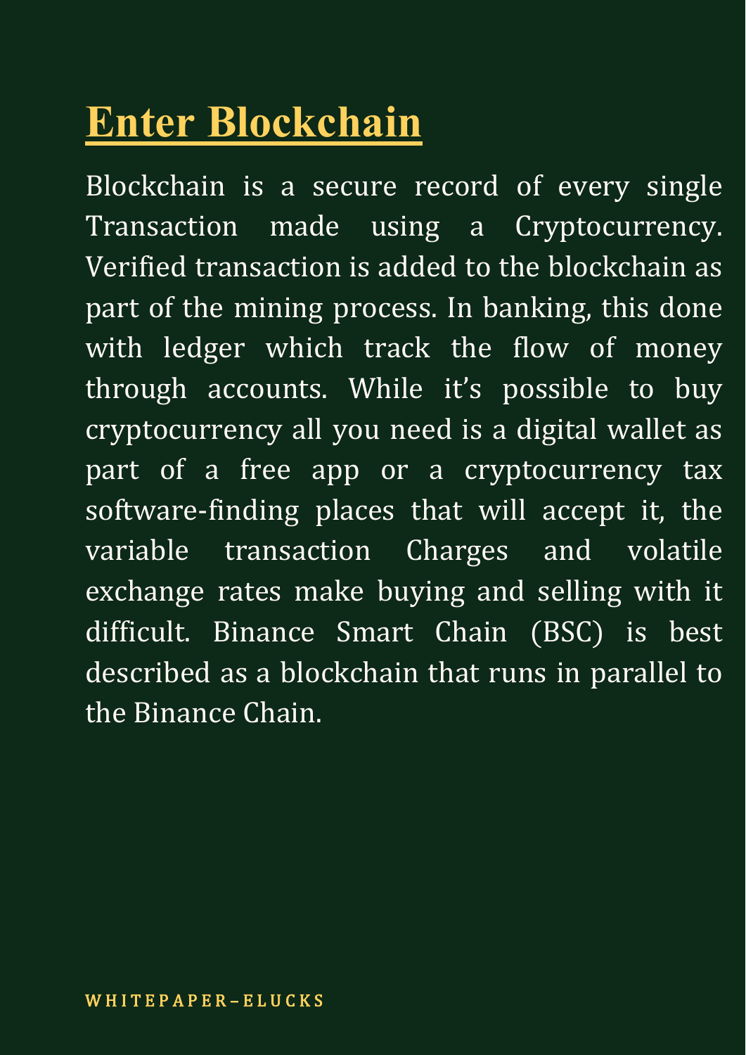# Enter Blockchain

Blockchain is a secure record of every single Transaction made using a Cryptocurrency. Verified transaction is added to the blockchain as part of the mining process. In banking, this done with ledger which track the flow of money through accounts. While it's possible to buy cryptocurrency all you need is a digital wallet as part of a free app or a cryptocurrency tax software-finding places that will accept it, the variable transaction Charges and volatile exchange rates make buying and selling with it difficult. Binance Smart Chain (BSC) is best described as a blockchain that runs in parallel to the Binance Chain.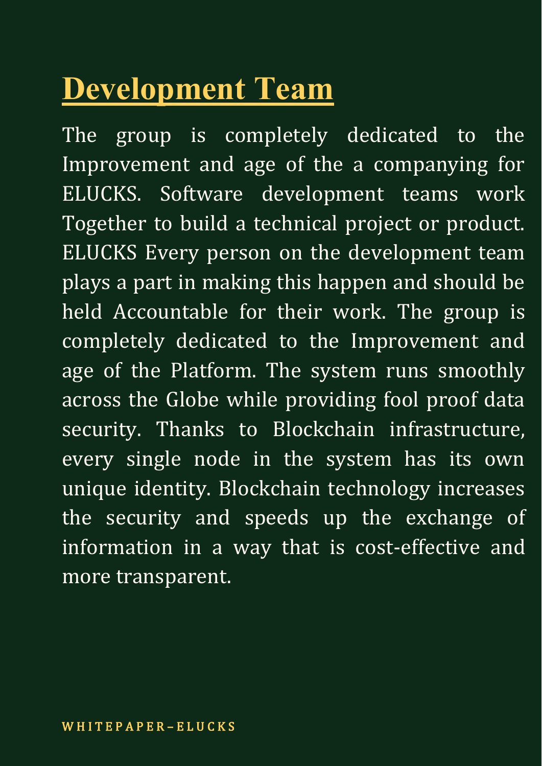# Development Team

The group is completely dedicated to the Improvement and age of the a companying for ELUCKS. Software development teams work Together to build a technical project or product. ELUCKS Every person on the development team plays a part in making this happen and should be held Accountable for their work. The group is completely dedicated to the Improvement and age of the Platform. The system runs smoothly across the Globe while providing fool proof data security. Thanks to Blockchain infrastructure, every single node in the system has its own unique identity. Blockchain technology increases the security and speeds up the exchange of information in a way that is cost-effective and more transparent.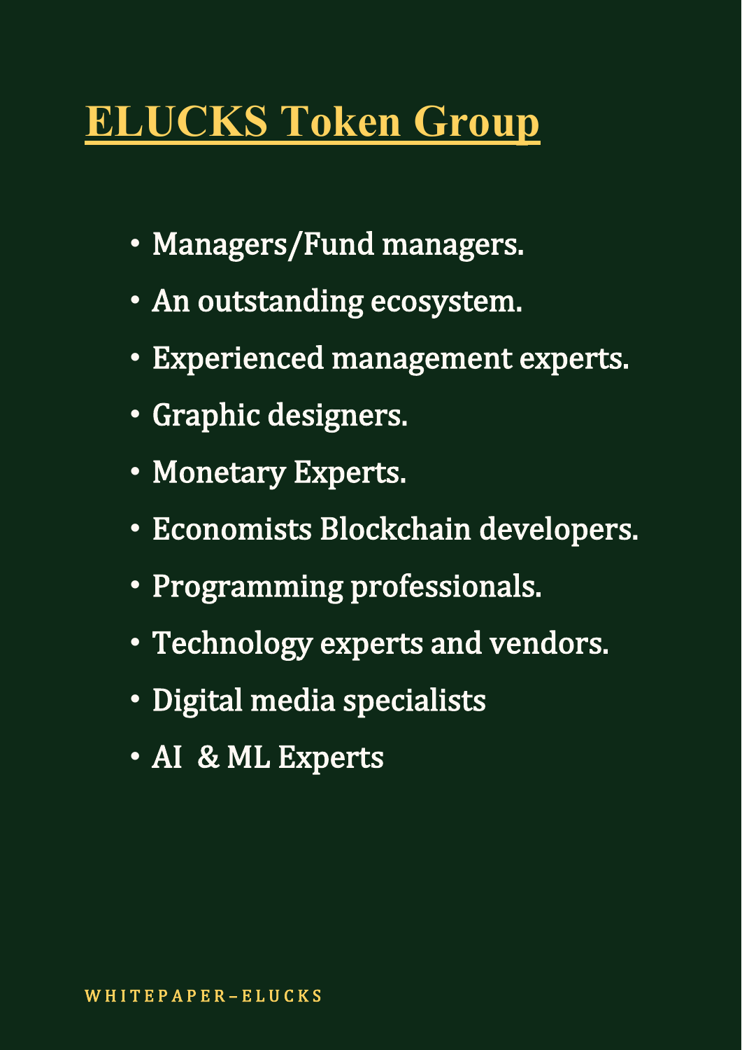# ELUCKS Token Group

- Managers/Fund managers.
- An outstanding ecosystem.
- Experienced management experts.
- Graphic designers.
- Monetary Experts.
- Economists Blockchain developers.
- Programming professionals.
- Technology experts and vendors.
- Digital media specialists
- AI & ML Experts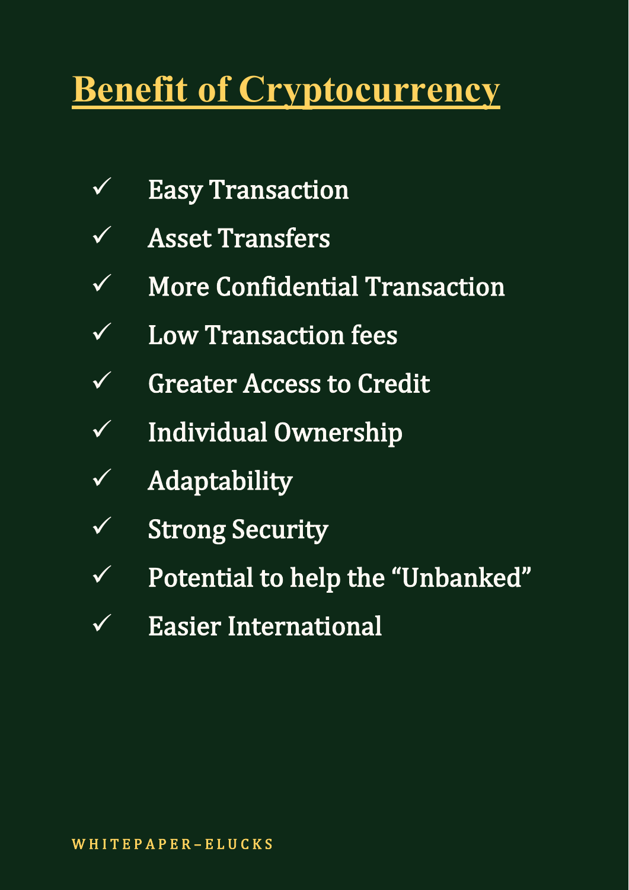# Benefit of Cryptocurrency

- ✓ Easy Transaction
- ✓ Asset Transfers
- ✓ More Confidential Transaction
- ✓ Low Transaction fees
- ✓ Greater Access to Credit
- ✓ Individual Ownership
- ✓ Adaptability
- ✓ Strong Security
- ✓ Potential to help the "Unbanked"
- ✓ Easier International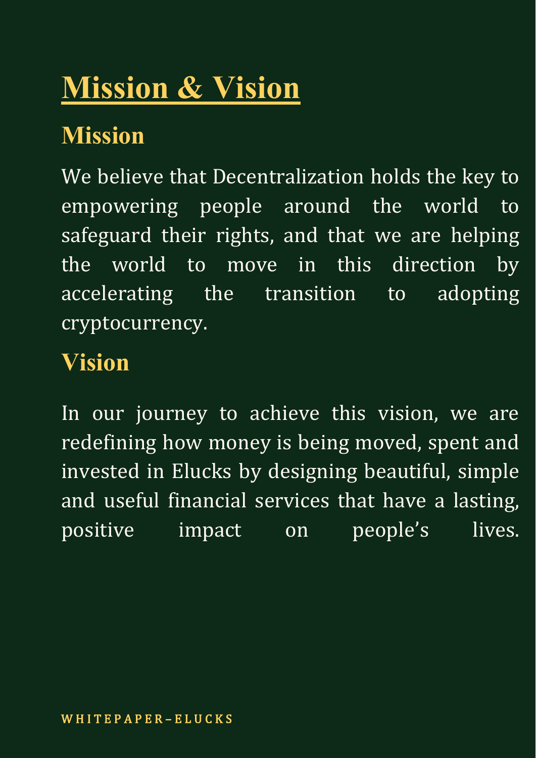# Mission & Vision

## Mission

We believe that Decentralization holds the key to empowering people around the world to safeguard their rights, and that we are helping the world to move in this direction by accelerating the transition to adopting cryptocurrency.

## Vision

In our journey to achieve this vision, we are redefining how money is being moved, spent and invested in Elucks by designing beautiful, simple and useful financial services that have a lasting, positive impact on people's lives.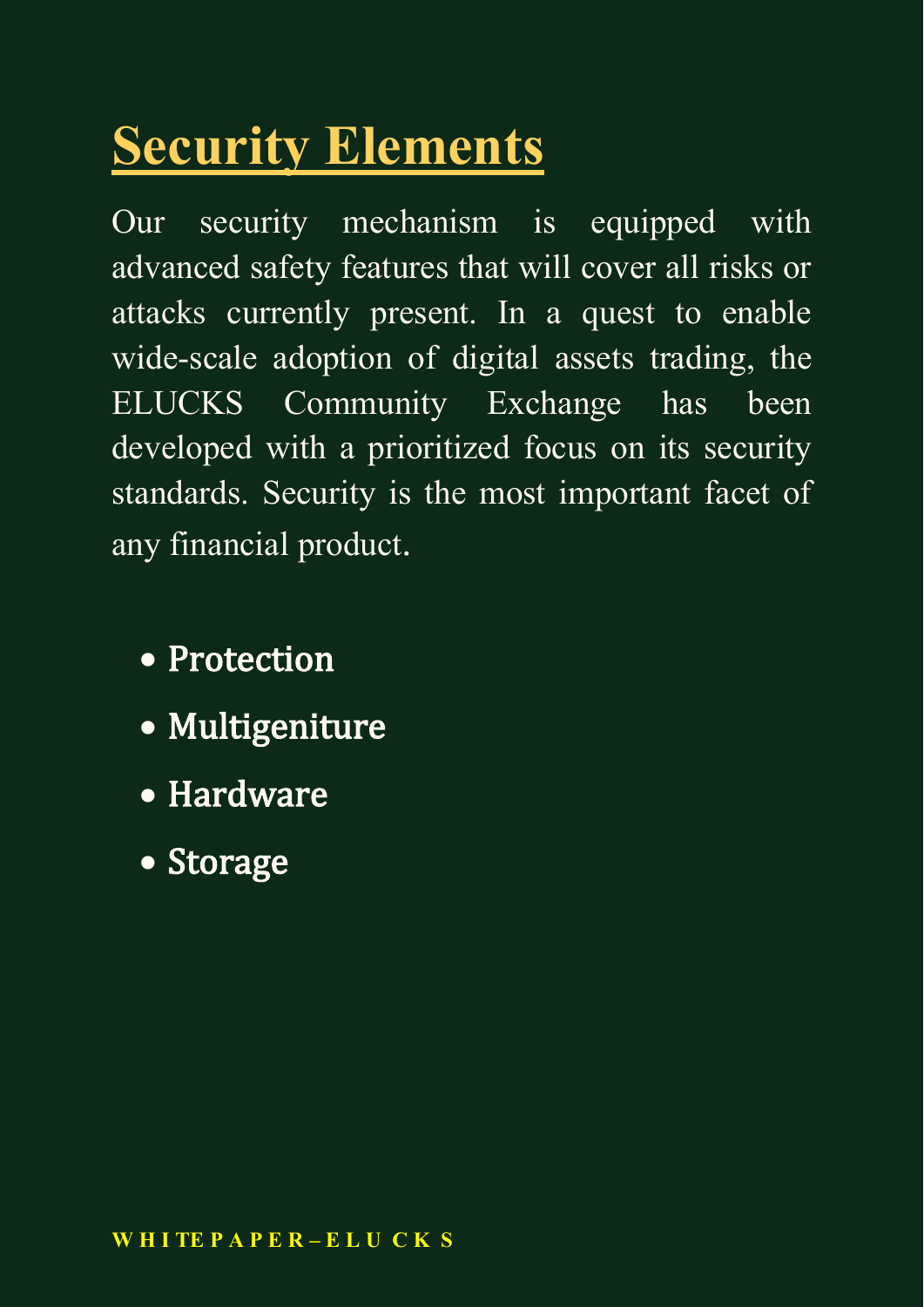# Security Elements

Our security mechanism is equipped with advanced safety features that will cover all risks or attacks currently present. In a quest to enable wide-scale adoption of digital assets trading, the ELUCKS Community Exchange has been developed with a prioritized focus on its security standards. Security is the most important facet of any financial product.

- **Protection**
- **Multigeniture**
- **Hardware**
- **Storage**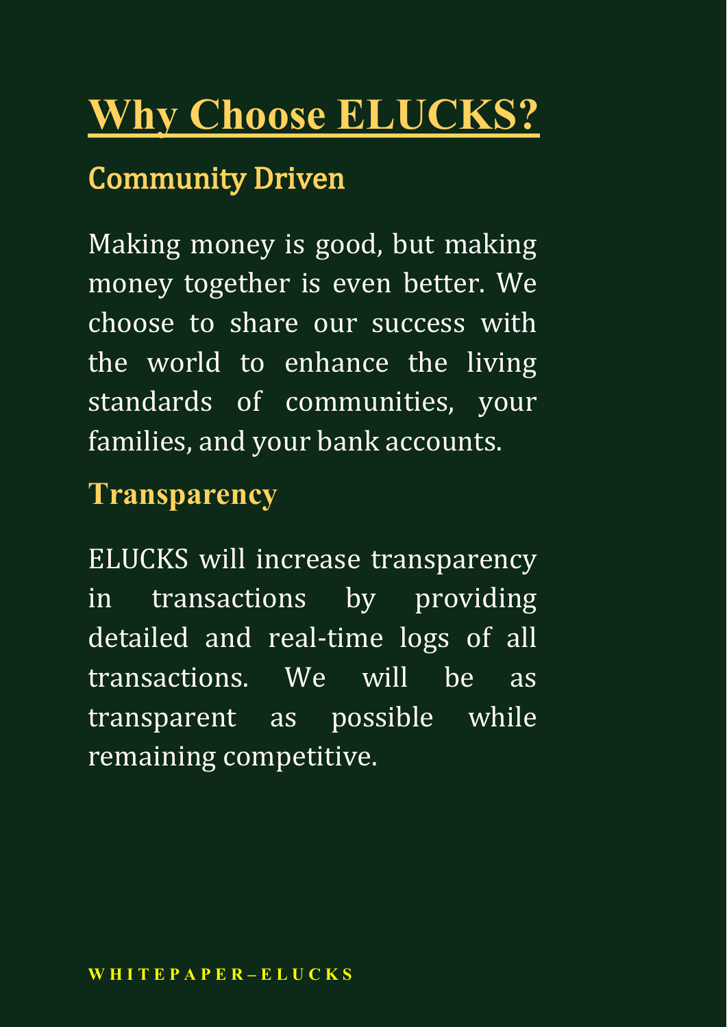# Why Choose ELUCKS?

## Community Driven

Making money is good, but making money together is even better. We choose to share our success with the world to enhance the living standards of communities, your families, and your bank accounts.

## Transparency

ELUCKS will increase transparency in transactions by providing detailed and real-time logs of all transactions. We will be as transparent as possible while remaining competitive.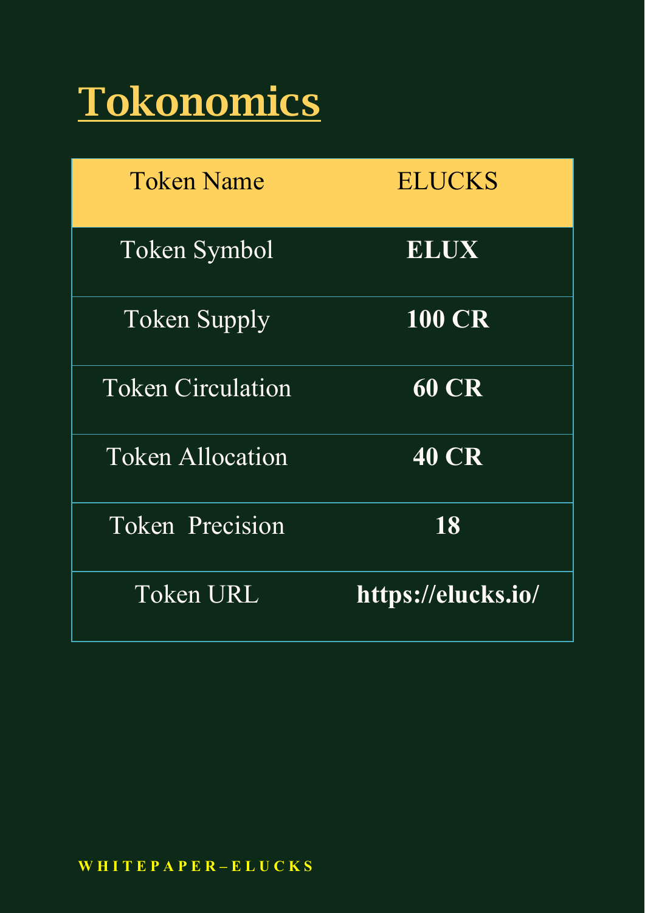# Tokonomics

| Token Name | ELUCKS |
| --- | --- |
| Token Symbol | **ELUX** |
| Token Supply | **100 CR** |
| Token Circulation | **60 CR** |
| Token Allocation | **40 CR** |
| Token Precision | **18** |
| Token URL | **https://elucks.io/** |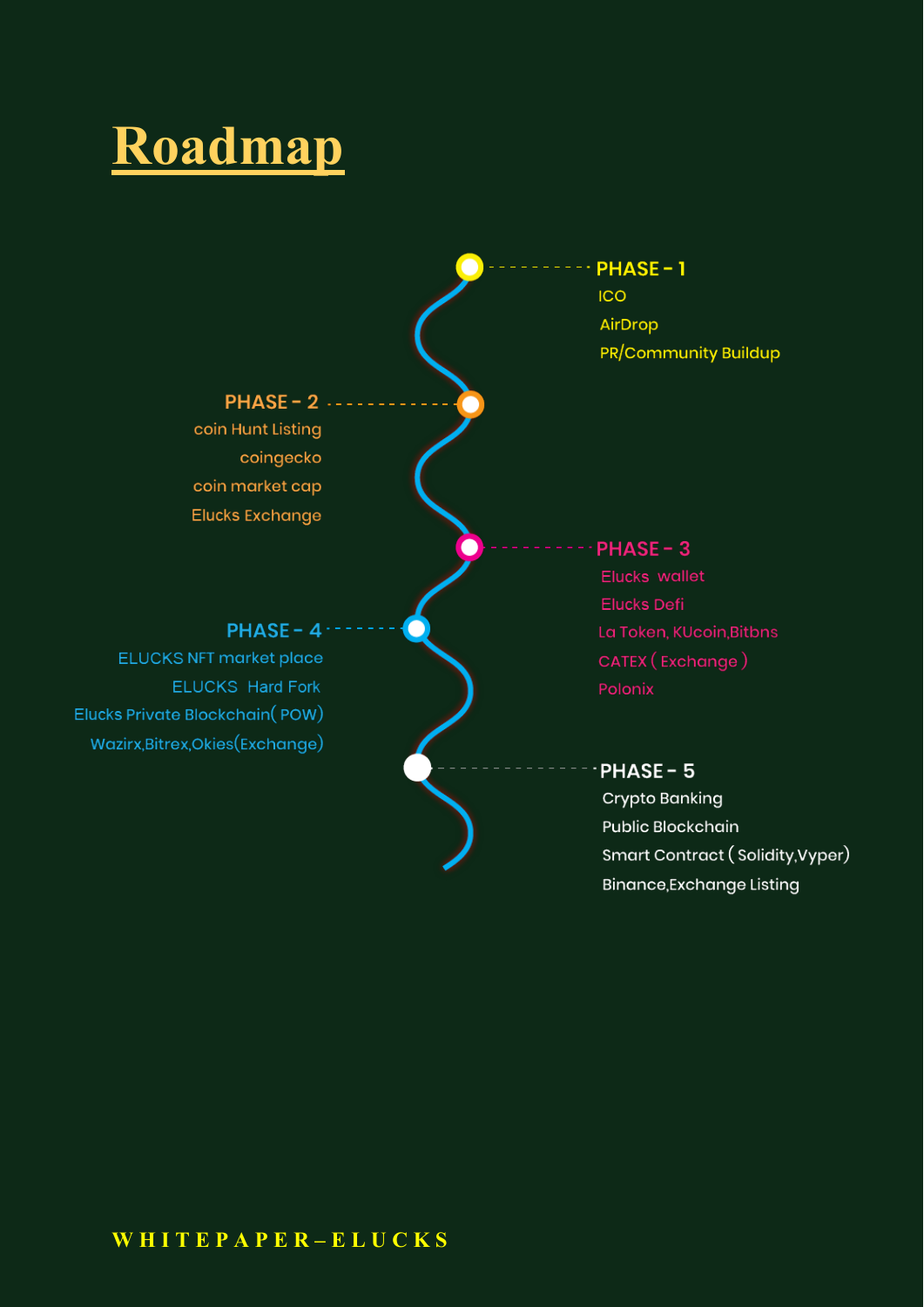# Roadmap

### PHASE - 1

- ICO
- AirDrop
- PR/Community Buildup

### PHASE - 2

- coin Hunt Listing
- coingecko
- coin market cap
- Elucks Exchange

### PHASE - 3

- Elucks wallet
- Elucks Defi
- La Token, KUcoin,Bitbns
- CATEX ( Exchange )
- Polonix

### PHASE - 4

- ELUCKS NFT market place
- ELUCKS Hard Fork
- Elucks Private Blockchain( POW)
- Wazirx,Bitrex,Okies(Exchange)

### PHASE - 5

- Crypto Banking
- Public Blockchain
- Smart Contract ( Solidity,Vyper)
- Binance,Exchange Listing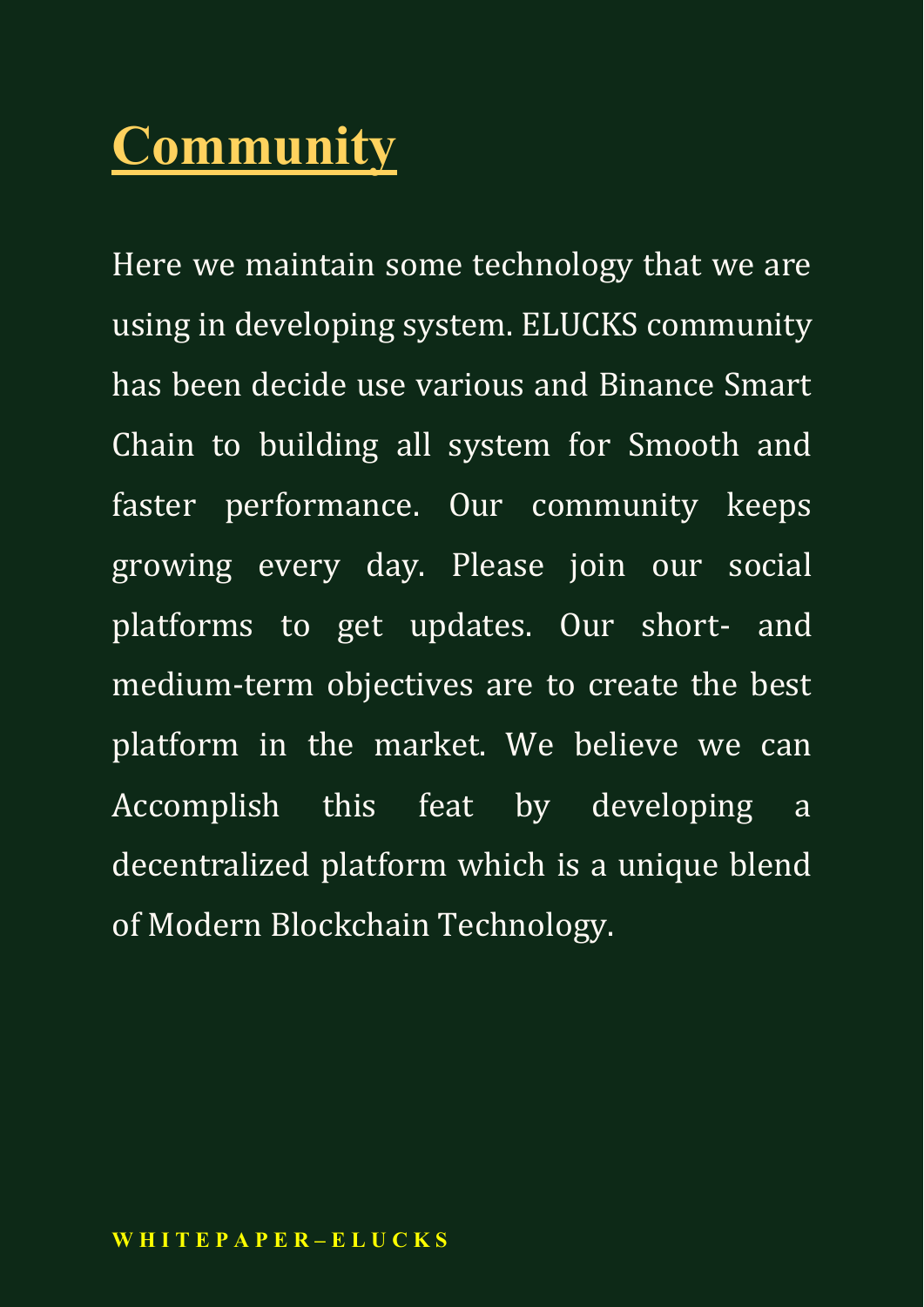# Community

Here we maintain some technology that we are using in developing system. ELUCKS community has been decide use various and Binance Smart Chain to building all system for Smooth and faster performance. Our community keeps growing every day. Please join our social platforms to get updates. Our short- and medium-term objectives are to create the best platform in the market. We believe we can Accomplish this feat by developing a decentralized platform which is a unique blend of Modern Blockchain Technology.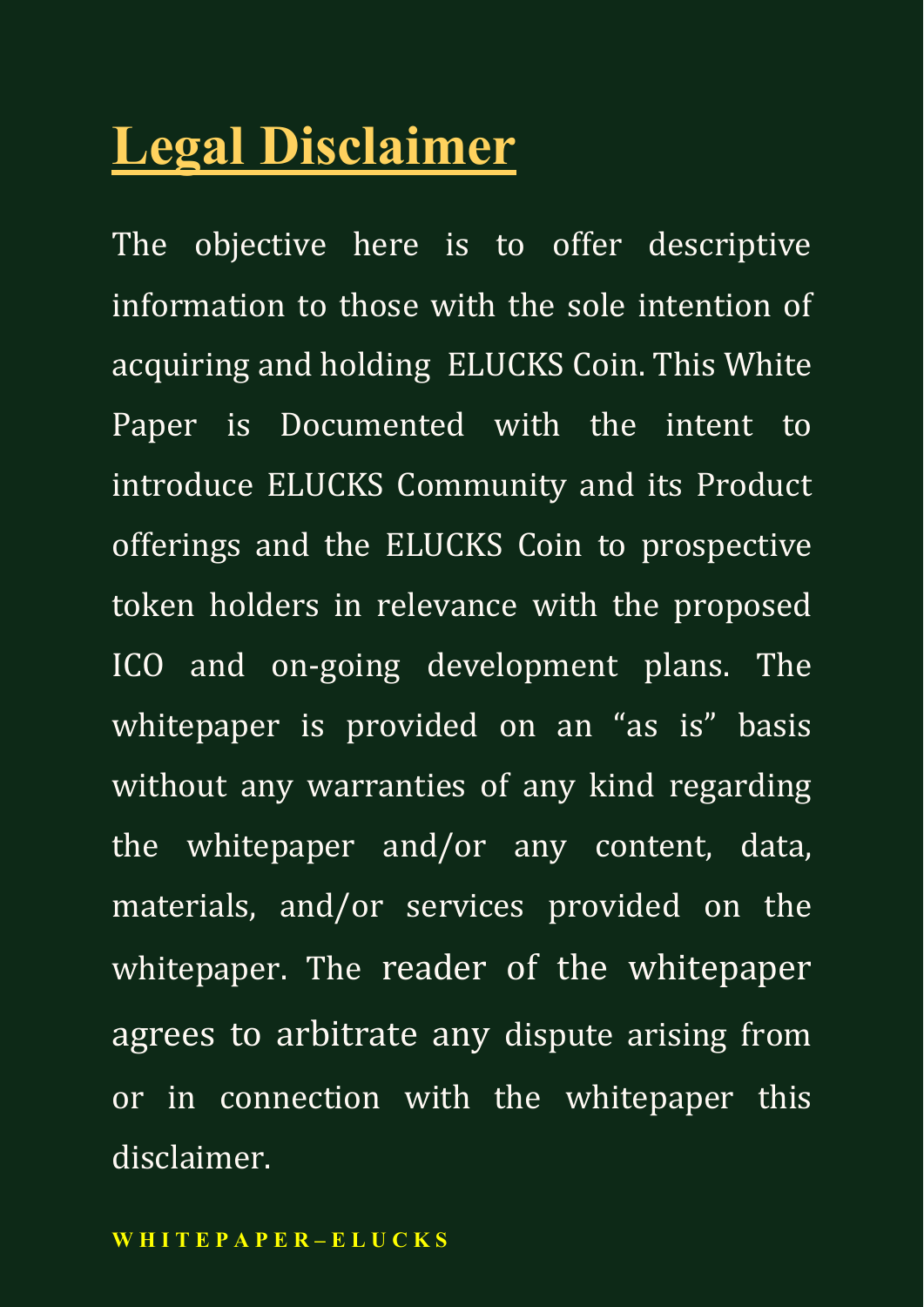# Legal Disclaimer

The objective here is to offer descriptive information to those with the sole intention of acquiring and holding ELUCKS Coin. This White Paper is Documented with the intent to introduce ELUCKS Community and its Product offerings and the ELUCKS Coin to prospective token holders in relevance with the proposed ICO and on-going development plans. The whitepaper is provided on an "as is" basis without any warranties of any kind regarding the whitepaper and/or any content, data, materials, and/or services provided on the whitepaper. The reader of the whitepaper agrees to arbitrate any dispute arising from or in connection with the whitepaper this disclaimer.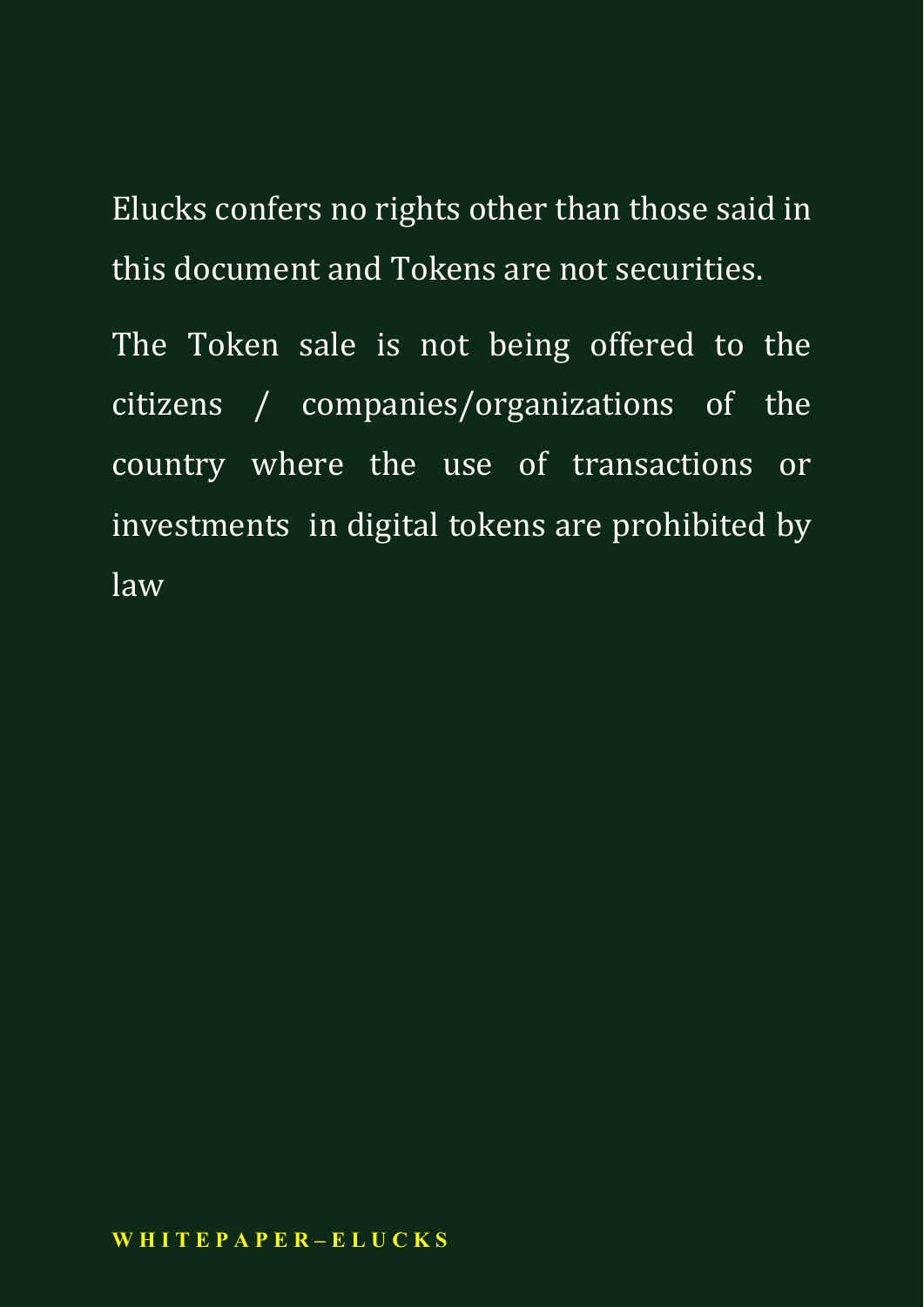Elucks confers no rights other than those said in this document and Tokens are not securities.

The Token sale is not being offered to the citizens / companies/organizations of the country where the use of transactions or investments in digital tokens are prohibited by law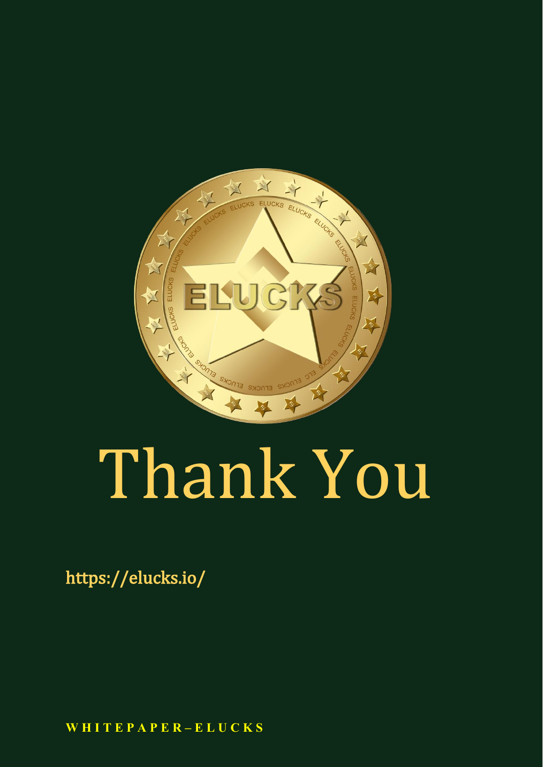# Thank You

https://elucks.io/